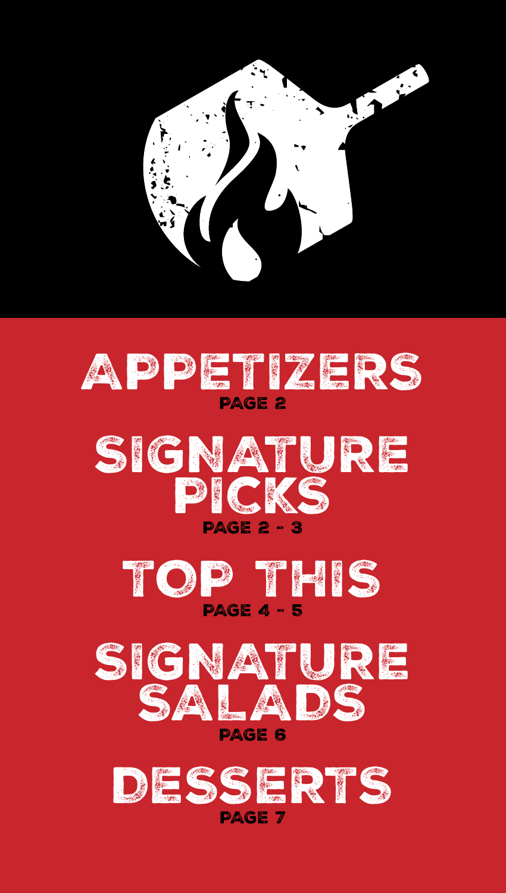# APPETIZERS
PAGE 2

# SIGNATURE PICKS
PAGE 2 - 3

# TOP THIS
PAGE 4 - 5

# SIGNATURE SALADS
PAGE 6

# DESSERTS
PAGE 7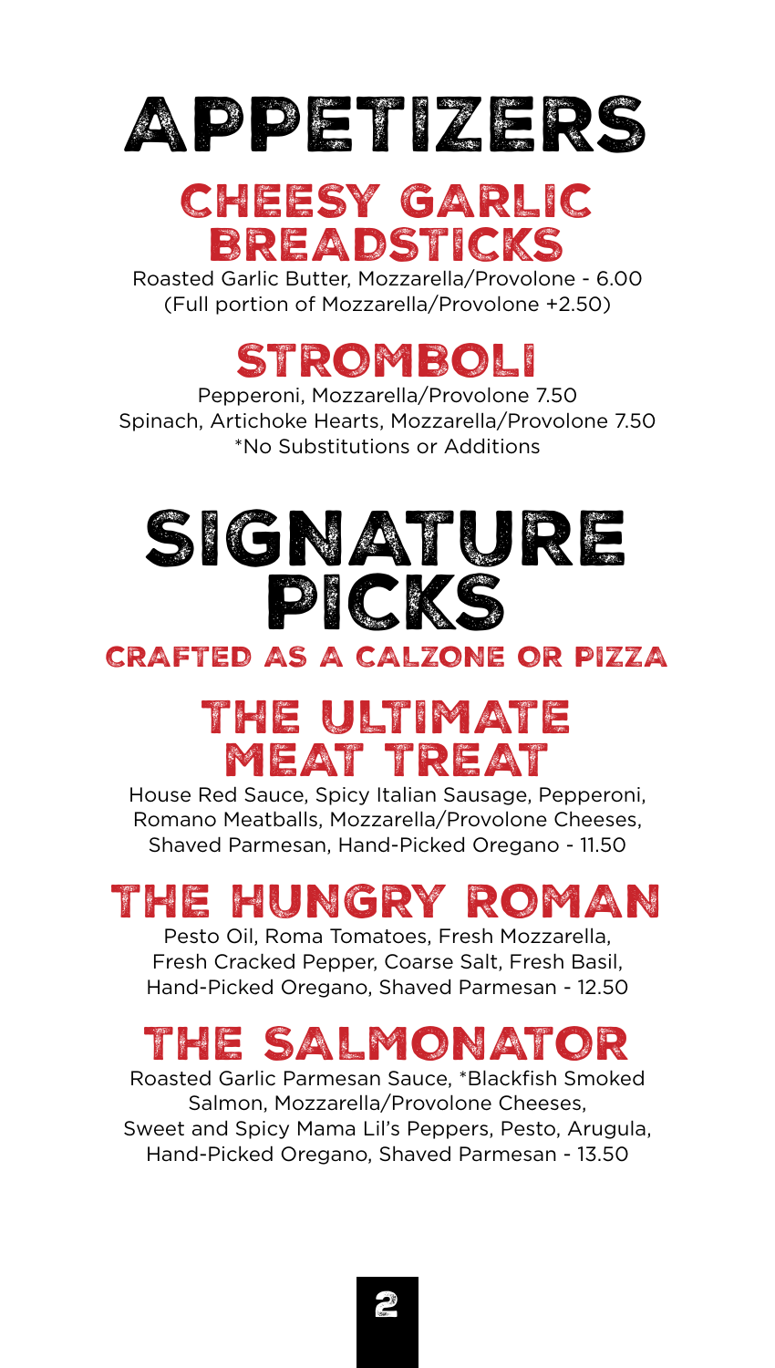# APPETIZERS

## CHEESY GARLIC BREADSTICKS

Roasted Garlic Butter, Mozzarella/Provolone - 6.00
(Full portion of Mozzarella/Provolone +2.50)

## STROMBOLI

Pepperoni, Mozzarella/Provolone 7.50
Spinach, Artichoke Hearts, Mozzarella/Provolone 7.50
*No Substitutions or Additions

# SIGNATURE PICKS

**CRAFTED AS A CALZONE OR PIZZA**

## THE ULTIMATE MEAT TREAT

House Red Sauce, Spicy Italian Sausage, Pepperoni, Romano Meatballs, Mozzarella/Provolone Cheeses, Shaved Parmesan, Hand-Picked Oregano - 11.50

## THE HUNGRY ROMAN

Pesto Oil, Roma Tomatoes, Fresh Mozzarella, Fresh Cracked Pepper, Coarse Salt, Fresh Basil, Hand-Picked Oregano, Shaved Parmesan - 12.50

## THE SALMONATOR

Roasted Garlic Parmesan Sauce, *Blackfish Smoked Salmon, Mozzarella/Provolone Cheeses, Sweet and Spicy Mama Lil's Peppers, Pesto, Arugula, Hand-Picked Oregano, Shaved Parmesan - 13.50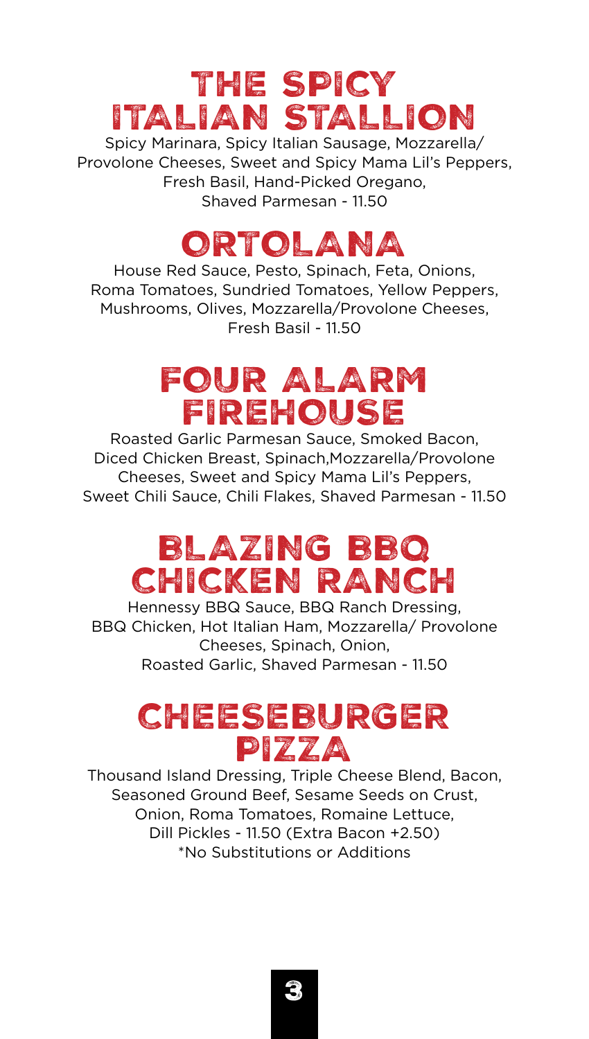## THE SPICY ITALIAN STALLION

Spicy Marinara, Spicy Italian Sausage, Mozzarella/ Provolone Cheeses, Sweet and Spicy Mama Lil's Peppers, Fresh Basil, Hand-Picked Oregano, Shaved Parmesan - 11.50

## ORTOLANA

House Red Sauce, Pesto, Spinach, Feta, Onions, Roma Tomatoes, Sundried Tomatoes, Yellow Peppers, Mushrooms, Olives, Mozzarella/Provolone Cheeses, Fresh Basil - 11.50

## FOUR ALARM FIREHOUSE

Roasted Garlic Parmesan Sauce, Smoked Bacon, Diced Chicken Breast, Spinach,Mozzarella/Provolone Cheeses, Sweet and Spicy Mama Lil's Peppers, Sweet Chili Sauce, Chili Flakes, Shaved Parmesan - 11.50

## BLAZING BBQ CHICKEN RANCH

Hennessy BBQ Sauce, BBQ Ranch Dressing, BBQ Chicken, Hot Italian Ham, Mozzarella/ Provolone Cheeses, Spinach, Onion, Roasted Garlic, Shaved Parmesan - 11.50

## CHEESEBURGER PIZZA

Thousand Island Dressing, Triple Cheese Blend, Bacon, Seasoned Ground Beef, Sesame Seeds on Crust, Onion, Roma Tomatoes, Romaine Lettuce, Dill Pickles - 11.50 (Extra Bacon +2.50)
*No Substitutions or Additions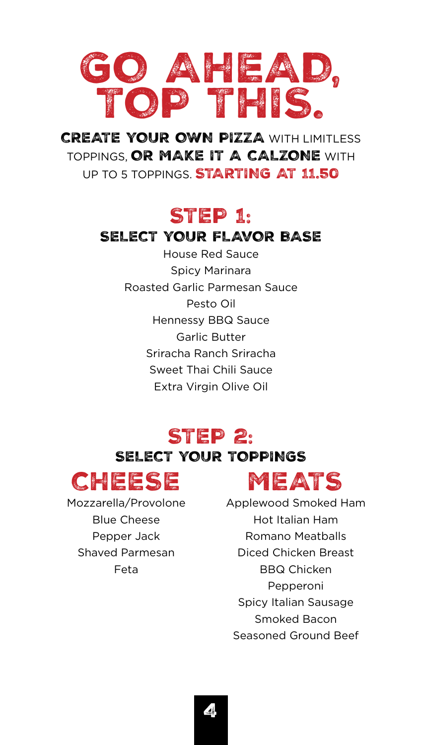# GO AHEAD, TOP THIS.

**CREATE YOUR OWN PIZZA** WITH LIMITLESS TOPPINGS, **OR MAKE IT A CALZONE** WITH UP TO 5 TOPPINGS. **STARTING AT 11.50**

## STEP 1:

### SELECT YOUR FLAVOR BASE

House Red Sauce
Spicy Marinara
Roasted Garlic Parmesan Sauce
Pesto Oil
Hennessy BBQ Sauce
Garlic Butter
Sriracha Ranch Sriracha
Sweet Thai Chili Sauce
Extra Virgin Olive Oil

## STEP 2:

### SELECT YOUR TOPPINGS

### CHEESE

Mozzarella/Provolone
Blue Cheese
Pepper Jack
Shaved Parmesan
Feta

### MEATS

Applewood Smoked Ham
Hot Italian Ham
Romano Meatballs
Diced Chicken Breast
BBQ Chicken
Pepperoni
Spicy Italian Sausage
Smoked Bacon
Seasoned Ground Beef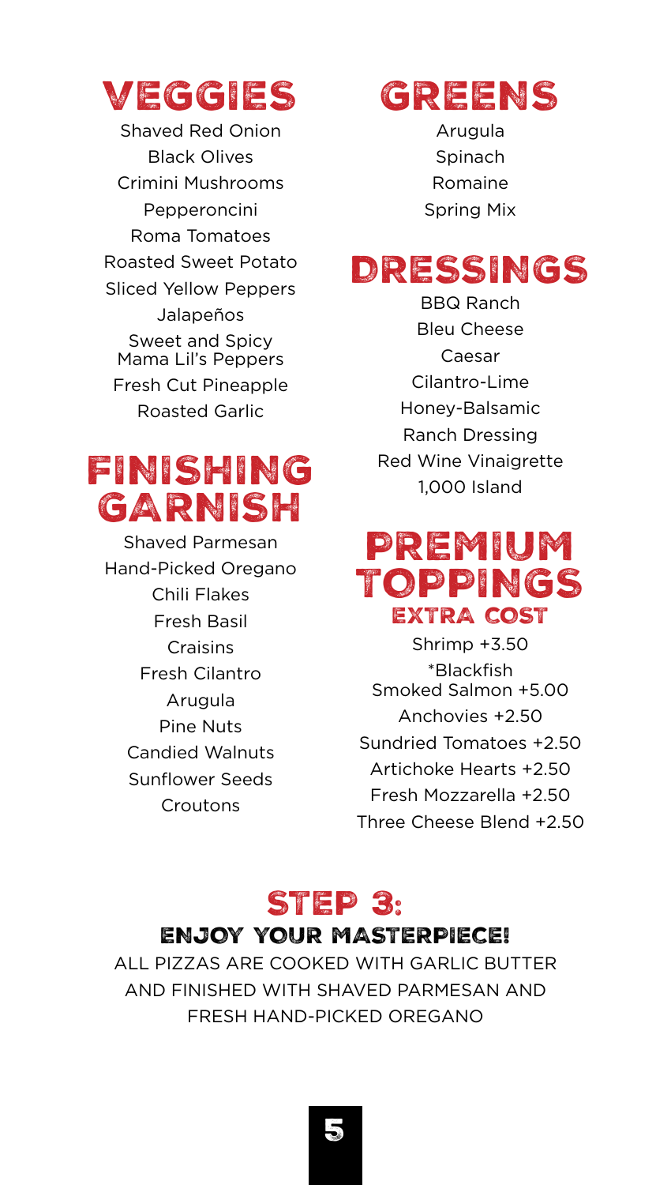## VEGGIES

Shaved Red Onion
Black Olives
Crimini Mushrooms
Pepperoncini
Roma Tomatoes
Roasted Sweet Potato
Sliced Yellow Peppers
Jalapeños
Sweet and Spicy Mama Lil's Peppers
Fresh Cut Pineapple
Roasted Garlic

## FINISHING GARNISH

Shaved Parmesan
Hand-Picked Oregano
Chili Flakes
Fresh Basil
Craisins
Fresh Cilantro
Arugula
Pine Nuts
Candied Walnuts
Sunflower Seeds
Croutons

## GREENS

Arugula
Spinach
Romaine
Spring Mix

## DRESSINGS

BBQ Ranch
Bleu Cheese
Caesar
Cilantro-Lime
Honey-Balsamic
Ranch Dressing
Red Wine Vinaigrette
1,000 Island

## PREMIUM TOPPINGS

### EXTRA COST

Shrimp +3.50
*Blackfish Smoked Salmon +5.00
Anchovies +2.50
Sundried Tomatoes +2.50
Artichoke Hearts +2.50
Fresh Mozzarella +2.50
Three Cheese Blend +2.50

## STEP 3:

### ENJOY YOUR MASTERPIECE!

ALL PIZZAS ARE COOKED WITH GARLIC BUTTER AND FINISHED WITH SHAVED PARMESAN AND FRESH HAND-PICKED OREGANO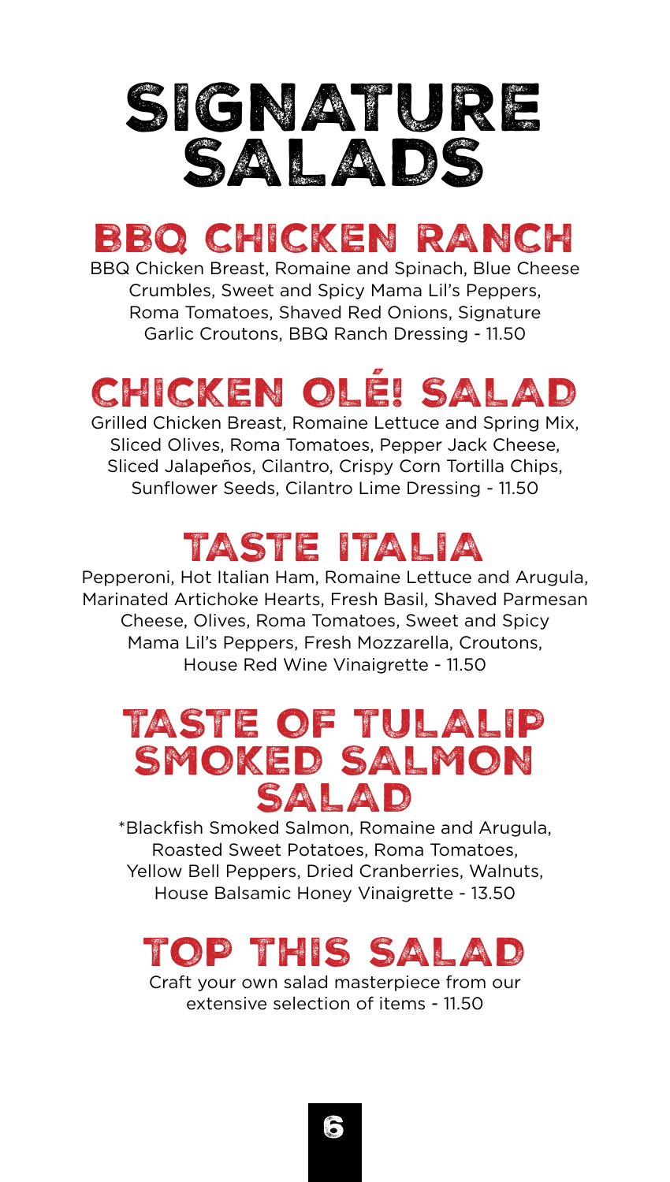# SIGNATURE SALADS

## BBQ CHICKEN RANCH

BBQ Chicken Breast, Romaine and Spinach, Blue Cheese Crumbles, Sweet and Spicy Mama Lil's Peppers, Roma Tomatoes, Shaved Red Onions, Signature Garlic Croutons, BBQ Ranch Dressing - 11.50

## CHICKEN OLÉ! SALAD

Grilled Chicken Breast, Romaine Lettuce and Spring Mix, Sliced Olives, Roma Tomatoes, Pepper Jack Cheese, Sliced Jalapeños, Cilantro, Crispy Corn Tortilla Chips, Sunflower Seeds, Cilantro Lime Dressing - 11.50

## TASTE ITALIA

Pepperoni, Hot Italian Ham, Romaine Lettuce and Arugula, Marinated Artichoke Hearts, Fresh Basil, Shaved Parmesan Cheese, Olives, Roma Tomatoes, Sweet and Spicy Mama Lil's Peppers, Fresh Mozzarella, Croutons, House Red Wine Vinaigrette - 11.50

## TASTE OF TULALIP SMOKED SALMON SALAD

*Blackfish Smoked Salmon, Romaine and Arugula, Roasted Sweet Potatoes, Roma Tomatoes, Yellow Bell Peppers, Dried Cranberries, Walnuts, House Balsamic Honey Vinaigrette - 13.50

## TOP THIS SALAD

Craft your own salad masterpiece from our extensive selection of items - 11.50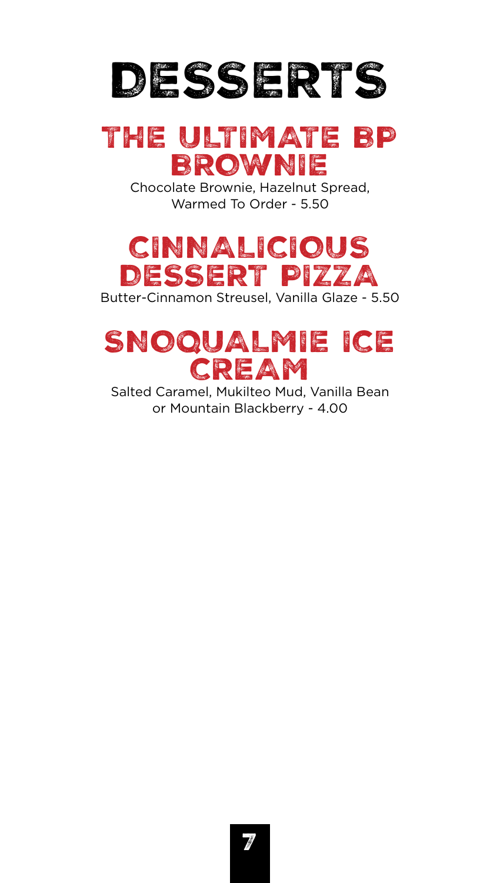# DESSERTS

## THE ULTIMATE BP BROWNIE

Chocolate Brownie, Hazelnut Spread, Warmed To Order - 5.50

## CINNALICIOUS DESSERT PIZZA

Butter-Cinnamon Streusel, Vanilla Glaze - 5.50

## SNOQUALMIE ICE CREAM

Salted Caramel, Mukilteo Mud, Vanilla Bean or Mountain Blackberry - 4.00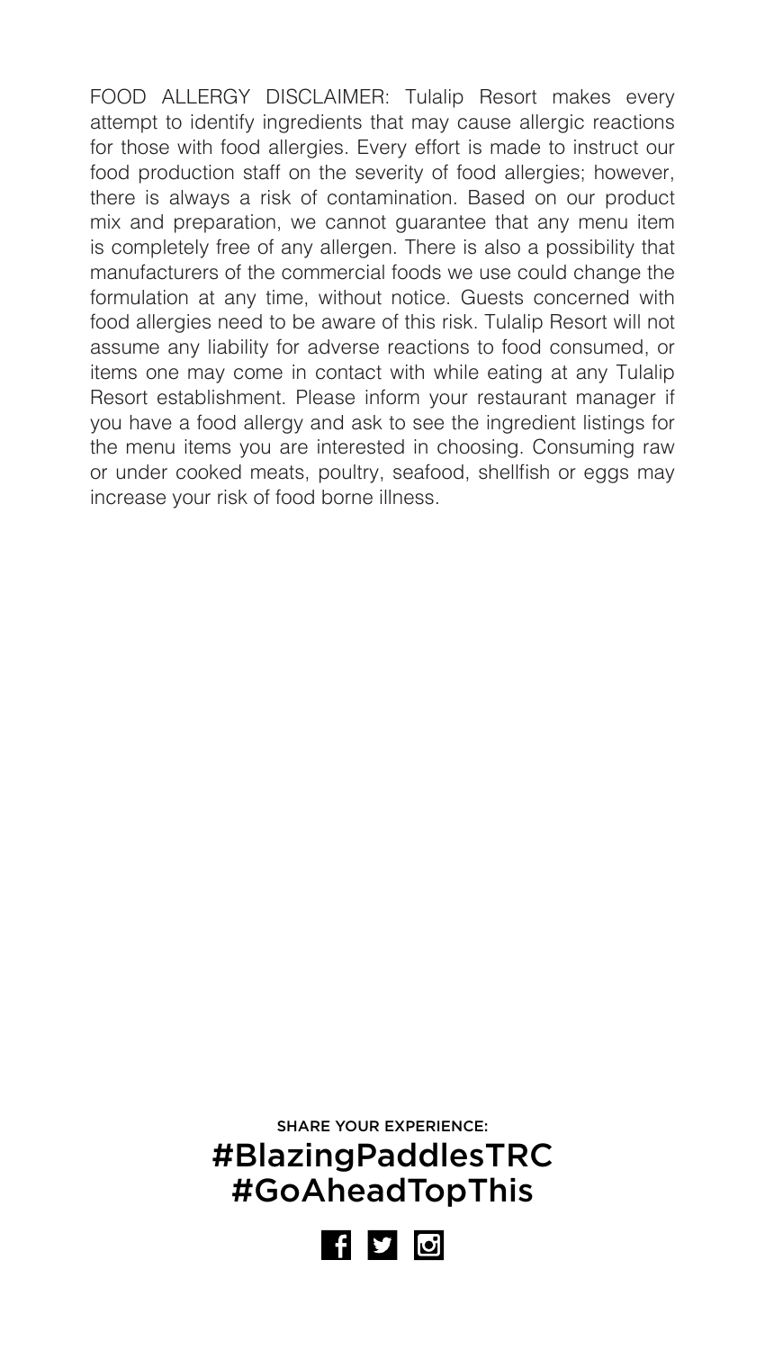FOOD ALLERGY DISCLAIMER: Tulalip Resort makes every attempt to identify ingredients that may cause allergic reactions for those with food allergies. Every effort is made to instruct our food production staff on the severity of food allergies; however, there is always a risk of contamination. Based on our product mix and preparation, we cannot guarantee that any menu item is completely free of any allergen. There is also a possibility that manufacturers of the commercial foods we use could change the formulation at any time, without notice. Guests concerned with food allergies need to be aware of this risk. Tulalip Resort will not assume any liability for adverse reactions to food consumed, or items one may come in contact with while eating at any Tulalip Resort establishment. Please inform your restaurant manager if you have a food allergy and ask to see the ingredient listings for the menu items you are interested in choosing. Consuming raw or under cooked meats, poultry, seafood, shellfish or eggs may increase your risk of food borne illness.

SHARE YOUR EXPERIENCE:

#BlazingPaddlesTRC
#GoAheadTopThis